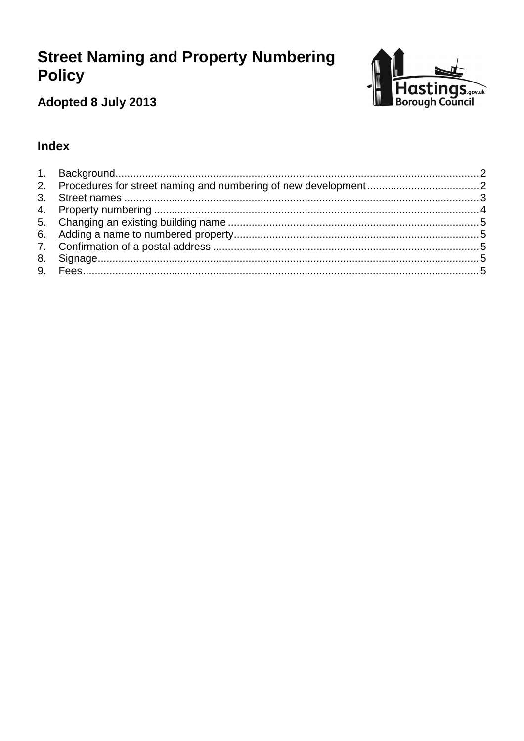# Street Naming and Property Numbering Policy

**Adopted 8 July 2013**

## Index

1. Background.......................................................................................................................2
2. Procedures for street naming and numbering of new development......................................2
3. Street names .......................................................................................................................3
4. Property numbering .............................................................................................................4
5. Changing an existing building name.....................................................................................5
6. Adding a name to numbered property...................................................................................5
7. Confirmation of a postal address .........................................................................................5
8. Signage................................................................................................................................5
9. Fees.....................................................................................................................................5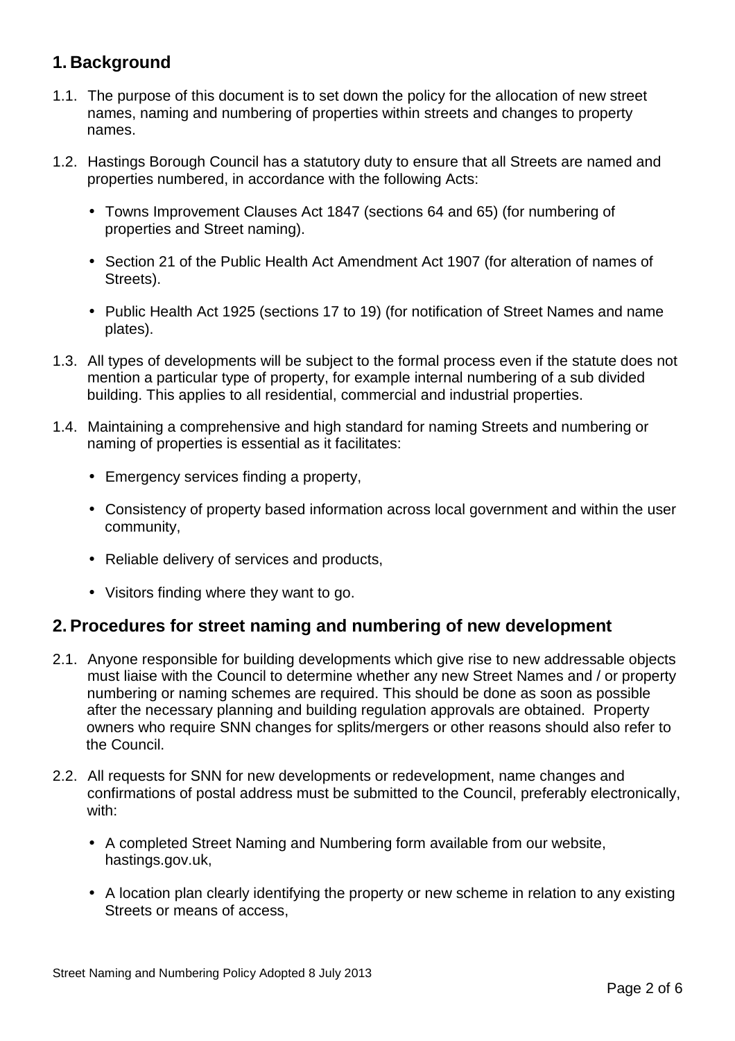## 1. Background

1.1. The purpose of this document is to set down the policy for the allocation of new street names, naming and numbering of properties within streets and changes to property names.

1.2. Hastings Borough Council has a statutory duty to ensure that all Streets are named and properties numbered, in accordance with the following Acts:

- Towns Improvement Clauses Act 1847 (sections 64 and 65) (for numbering of properties and Street naming).
- Section 21 of the Public Health Act Amendment Act 1907 (for alteration of names of Streets).
- Public Health Act 1925 (sections 17 to 19) (for notification of Street Names and name plates).

1.3. All types of developments will be subject to the formal process even if the statute does not mention a particular type of property, for example internal numbering of a sub divided building. This applies to all residential, commercial and industrial properties.

1.4. Maintaining a comprehensive and high standard for naming Streets and numbering or naming of properties is essential as it facilitates:

- Emergency services finding a property,
- Consistency of property based information across local government and within the user community,
- Reliable delivery of services and products,
- Visitors finding where they want to go.

## 2. Procedures for street naming and numbering of new development

2.1. Anyone responsible for building developments which give rise to new addressable objects must liaise with the Council to determine whether any new Street Names and / or property numbering or naming schemes are required. This should be done as soon as possible after the necessary planning and building regulation approvals are obtained. Property owners who require SNN changes for splits/mergers or other reasons should also refer to the Council.

2.2. All requests for SNN for new developments or redevelopment, name changes and confirmations of postal address must be submitted to the Council, preferably electronically, with:

- A completed Street Naming and Numbering form available from our website, hastings.gov.uk,
- A location plan clearly identifying the property or new scheme in relation to any existing Streets or means of access,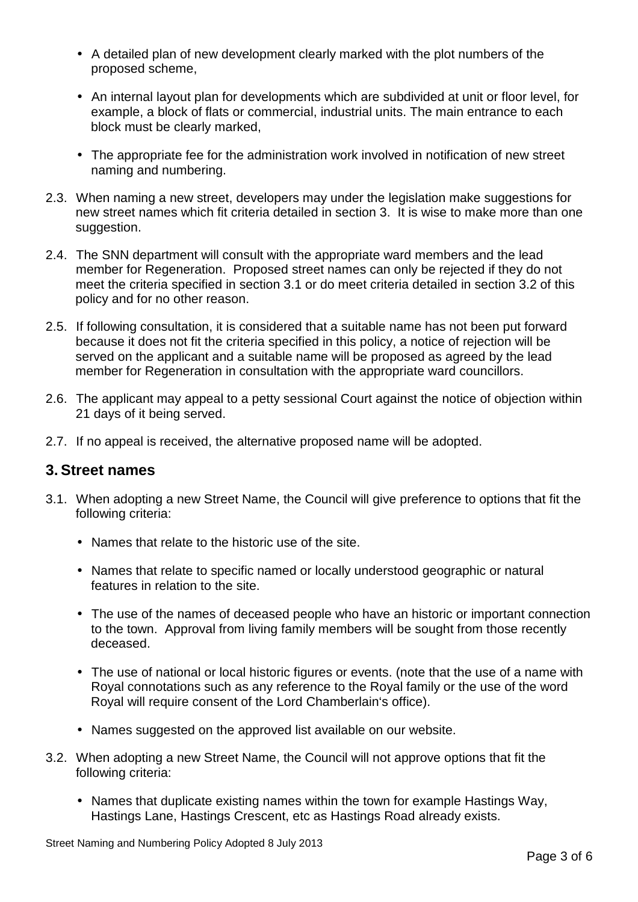- A detailed plan of new development clearly marked with the plot numbers of the proposed scheme,
- An internal layout plan for developments which are subdivided at unit or floor level, for example, a block of flats or commercial, industrial units. The main entrance to each block must be clearly marked,
- The appropriate fee for the administration work involved in notification of new street naming and numbering.

2.3. When naming a new street, developers may under the legislation make suggestions for new street names which fit criteria detailed in section 3. It is wise to make more than one suggestion.

2.4. The SNN department will consult with the appropriate ward members and the lead member for Regeneration. Proposed street names can only be rejected if they do not meet the criteria specified in section 3.1 or do meet criteria detailed in section 3.2 of this policy and for no other reason.

2.5. If following consultation, it is considered that a suitable name has not been put forward because it does not fit the criteria specified in this policy, a notice of rejection will be served on the applicant and a suitable name will be proposed as agreed by the lead member for Regeneration in consultation with the appropriate ward councillors.

2.6. The applicant may appeal to a petty sessional Court against the notice of objection within 21 days of it being served.

2.7. If no appeal is received, the alternative proposed name will be adopted.

## 3. Street names

3.1. When adopting a new Street Name, the Council will give preference to options that fit the following criteria:

- Names that relate to the historic use of the site.
- Names that relate to specific named or locally understood geographic or natural features in relation to the site.
- The use of the names of deceased people who have an historic or important connection to the town. Approval from living family members will be sought from those recently deceased.
- The use of national or local historic figures or events. (note that the use of a name with Royal connotations such as any reference to the Royal family or the use of the word Royal will require consent of the Lord Chamberlain's office).
- Names suggested on the approved list available on our website.

3.2. When adopting a new Street Name, the Council will not approve options that fit the following criteria:

- Names that duplicate existing names within the town for example Hastings Way, Hastings Lane, Hastings Crescent, etc as Hastings Road already exists.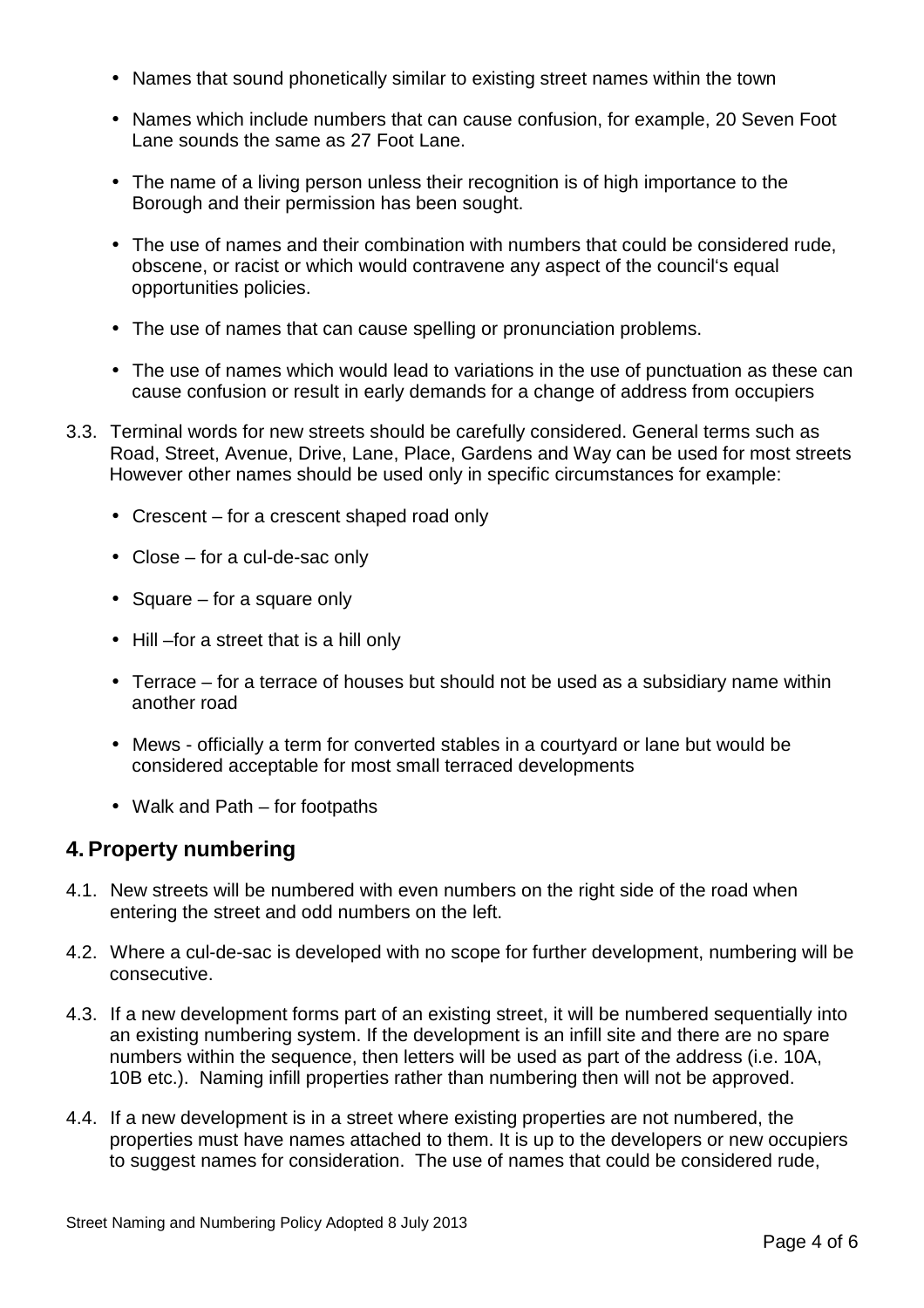- Names that sound phonetically similar to existing street names within the town
- Names which include numbers that can cause confusion, for example, 20 Seven Foot Lane sounds the same as 27 Foot Lane.
- The name of a living person unless their recognition is of high importance to the Borough and their permission has been sought.
- The use of names and their combination with numbers that could be considered rude, obscene, or racist or which would contravene any aspect of the council's equal opportunities policies.
- The use of names that can cause spelling or pronunciation problems.
- The use of names which would lead to variations in the use of punctuation as these can cause confusion or result in early demands for a change of address from occupiers

3.3. Terminal words for new streets should be carefully considered. General terms such as Road, Street, Avenue, Drive, Lane, Place, Gardens and Way can be used for most streets However other names should be used only in specific circumstances for example:

- Crescent – for a crescent shaped road only
- Close – for a cul-de-sac only
- Square – for a square only
- Hill –for a street that is a hill only
- Terrace – for a terrace of houses but should not be used as a subsidiary name within another road
- Mews - officially a term for converted stables in a courtyard or lane but would be considered acceptable for most small terraced developments
- Walk and Path – for footpaths

## 4. Property numbering

4.1. New streets will be numbered with even numbers on the right side of the road when entering the street and odd numbers on the left.

4.2. Where a cul-de-sac is developed with no scope for further development, numbering will be consecutive.

4.3. If a new development forms part of an existing street, it will be numbered sequentially into an existing numbering system. If the development is an infill site and there are no spare numbers within the sequence, then letters will be used as part of the address (i.e. 10A, 10B etc.). Naming infill properties rather than numbering then will not be approved.

4.4. If a new development is in a street where existing properties are not numbered, the properties must have names attached to them. It is up to the developers or new occupiers to suggest names for consideration. The use of names that could be considered rude,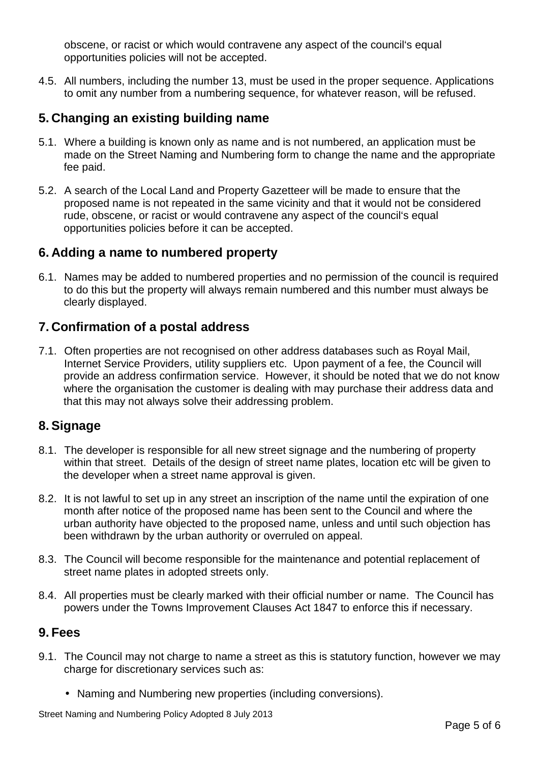obscene, or racist or which would contravene any aspect of the council's equal opportunities policies will not be accepted.

4.5. All numbers, including the number 13, must be used in the proper sequence. Applications to omit any number from a numbering sequence, for whatever reason, will be refused.

## 5. Changing an existing building name

5.1. Where a building is known only as name and is not numbered, an application must be made on the Street Naming and Numbering form to change the name and the appropriate fee paid.

5.2. A search of the Local Land and Property Gazetteer will be made to ensure that the proposed name is not repeated in the same vicinity and that it would not be considered rude, obscene, or racist or would contravene any aspect of the council's equal opportunities policies before it can be accepted.

## 6. Adding a name to numbered property

6.1. Names may be added to numbered properties and no permission of the council is required to do this but the property will always remain numbered and this number must always be clearly displayed.

## 7. Confirmation of a postal address

7.1. Often properties are not recognised on other address databases such as Royal Mail, Internet Service Providers, utility suppliers etc. Upon payment of a fee, the Council will provide an address confirmation service. However, it should be noted that we do not know where the organisation the customer is dealing with may purchase their address data and that this may not always solve their addressing problem.

## 8. Signage

8.1. The developer is responsible for all new street signage and the numbering of property within that street. Details of the design of street name plates, location etc will be given to the developer when a street name approval is given.

8.2. It is not lawful to set up in any street an inscription of the name until the expiration of one month after notice of the proposed name has been sent to the Council and where the urban authority have objected to the proposed name, unless and until such objection has been withdrawn by the urban authority or overruled on appeal.

8.3. The Council will become responsible for the maintenance and potential replacement of street name plates in adopted streets only.

8.4. All properties must be clearly marked with their official number or name. The Council has powers under the Towns Improvement Clauses Act 1847 to enforce this if necessary.

## 9. Fees

9.1. The Council may not charge to name a street as this is statutory function, however we may charge for discretionary services such as:

- Naming and Numbering new properties (including conversions).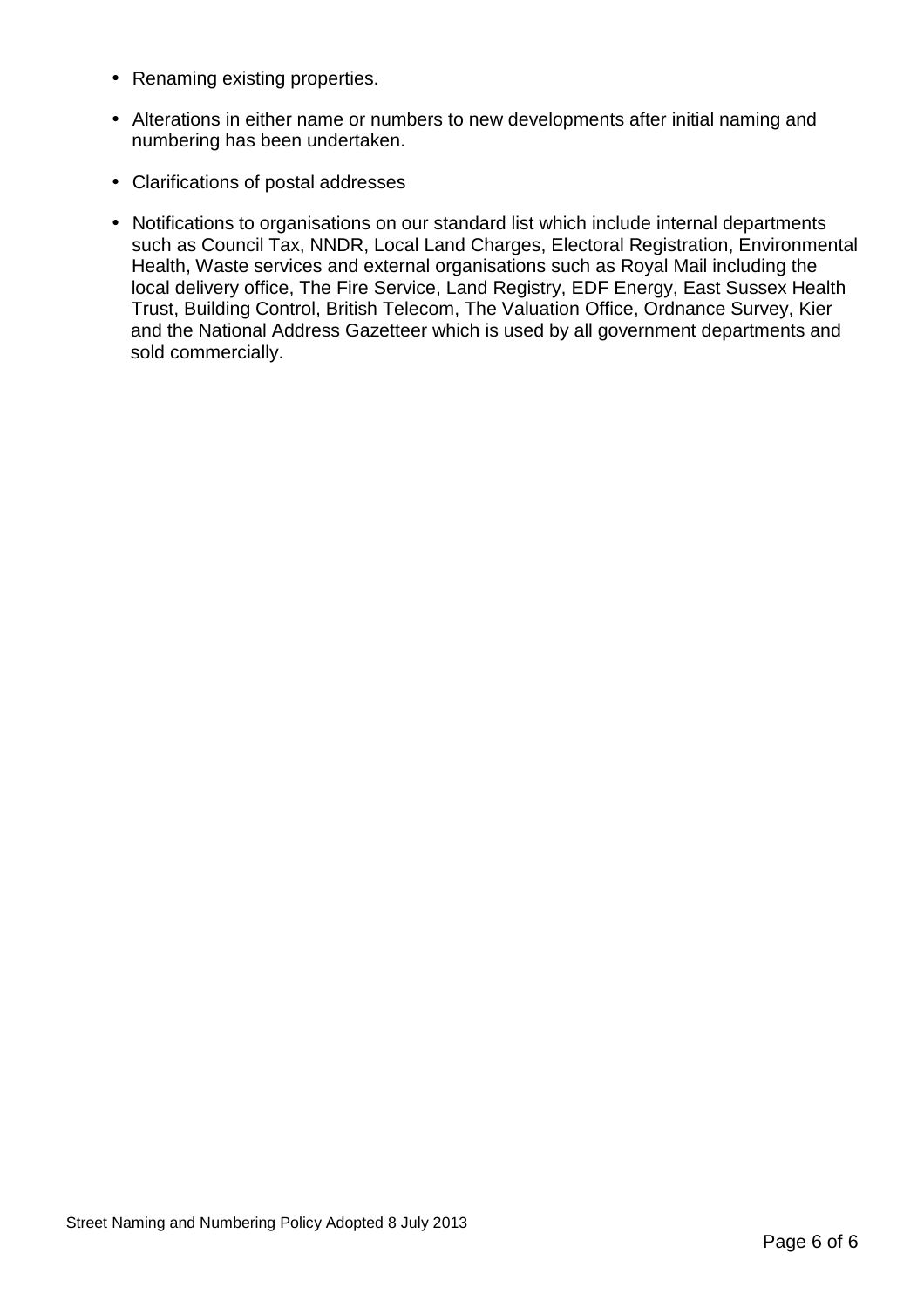- Renaming existing properties.
- Alterations in either name or numbers to new developments after initial naming and numbering has been undertaken.
- Clarifications of postal addresses
- Notifications to organisations on our standard list which include internal departments such as Council Tax, NNDR, Local Land Charges, Electoral Registration, Environmental Health, Waste services and external organisations such as Royal Mail including the local delivery office, The Fire Service, Land Registry, EDF Energy, East Sussex Health Trust, Building Control, British Telecom, The Valuation Office, Ordnance Survey, Kier and the National Address Gazetteer which is used by all government departments and sold commercially.